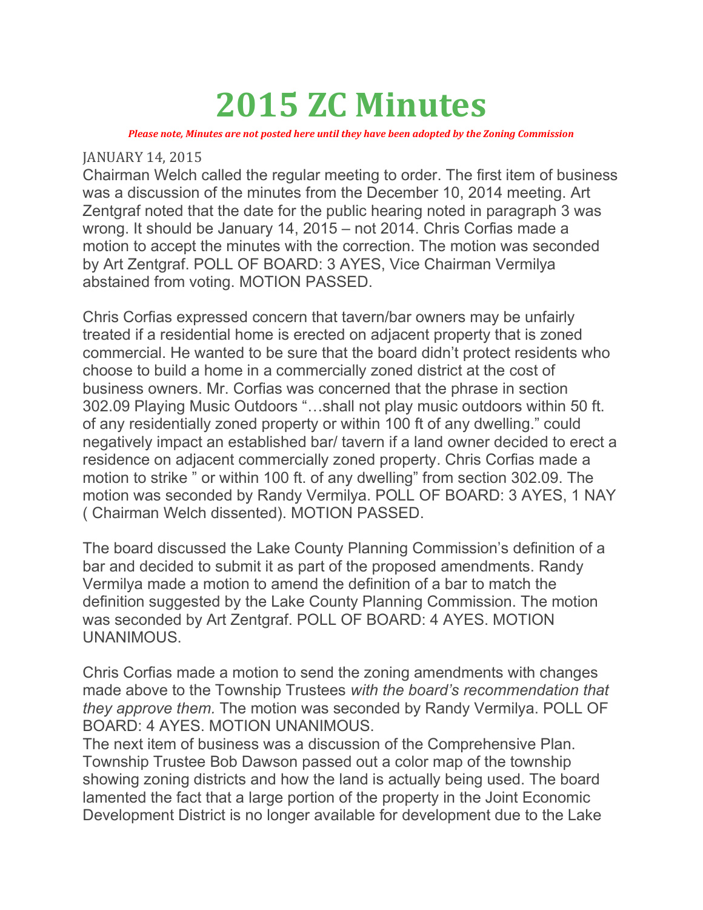# 2015 ZC Minutes

***Please note, Minutes are not posted here until they have been adopted by the Zoning Commission***

JANUARY 14, 2015

Chairman Welch called the regular meeting to order. The first item of business was a discussion of the minutes from the December 10, 2014 meeting. Art Zentgraf noted that the date for the public hearing noted in paragraph 3 was wrong. It should be January 14, 2015 – not 2014. Chris Corfias made a motion to accept the minutes with the correction. The motion was seconded by Art Zentgraf. POLL OF BOARD: 3 AYES, Vice Chairman Vermilya abstained from voting. MOTION PASSED.

Chris Corfias expressed concern that tavern/bar owners may be unfairly treated if a residential home is erected on adjacent property that is zoned commercial. He wanted to be sure that the board didn't protect residents who choose to build a home in a commercially zoned district at the cost of business owners. Mr. Corfias was concerned that the phrase in section 302.09 Playing Music Outdoors "…shall not play music outdoors within 50 ft. of any residentially zoned property or within 100 ft of any dwelling." could negatively impact an established bar/ tavern if a land owner decided to erect a residence on adjacent commercially zoned property. Chris Corfias made a motion to strike " or within 100 ft. of any dwelling" from section 302.09. The motion was seconded by Randy Vermilya. POLL OF BOARD: 3 AYES, 1 NAY ( Chairman Welch dissented). MOTION PASSED.

The board discussed the Lake County Planning Commission's definition of a bar and decided to submit it as part of the proposed amendments. Randy Vermilya made a motion to amend the definition of a bar to match the definition suggested by the Lake County Planning Commission. The motion was seconded by Art Zentgraf. POLL OF BOARD: 4 AYES. MOTION UNANIMOUS.

Chris Corfias made a motion to send the zoning amendments with changes made above to the Township Trustees *with the board's recommendation that they approve them.* The motion was seconded by Randy Vermilya. POLL OF BOARD: 4 AYES. MOTION UNANIMOUS.

The next item of business was a discussion of the Comprehensive Plan. Township Trustee Bob Dawson passed out a color map of the township showing zoning districts and how the land is actually being used. The board lamented the fact that a large portion of the property in the Joint Economic Development District is no longer available for development due to the Lake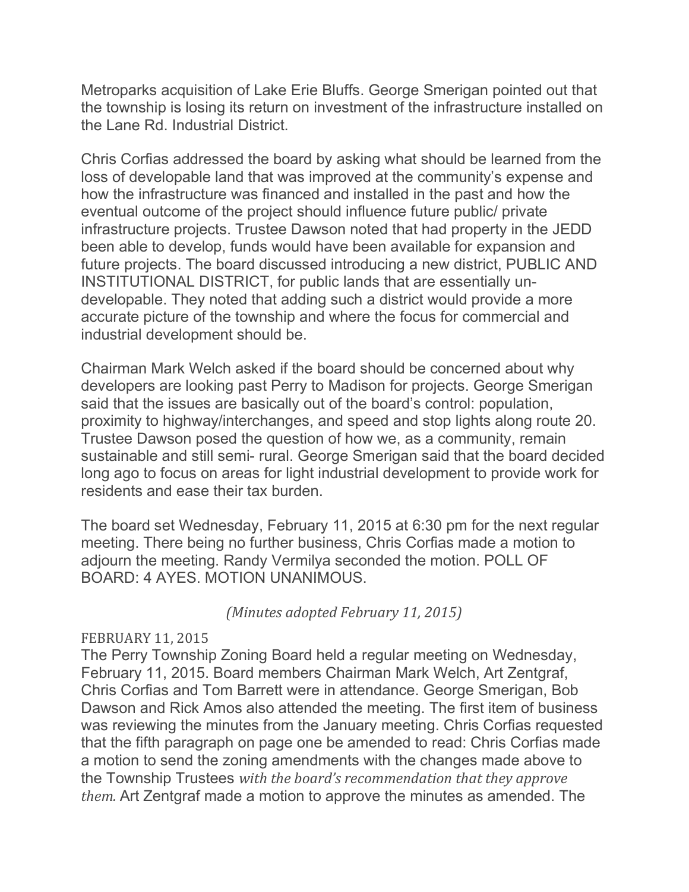Metroparks acquisition of Lake Erie Bluffs. George Smerigan pointed out that the township is losing its return on investment of the infrastructure installed on the Lane Rd. Industrial District.

Chris Corfias addressed the board by asking what should be learned from the loss of developable land that was improved at the community's expense and how the infrastructure was financed and installed in the past and how the eventual outcome of the project should influence future public/ private infrastructure projects. Trustee Dawson noted that had property in the JEDD been able to develop, funds would have been available for expansion and future projects. The board discussed introducing a new district, PUBLIC AND INSTITUTIONAL DISTRICT, for public lands that are essentially un-developable. They noted that adding such a district would provide a more accurate picture of the township and where the focus for commercial and industrial development should be.

Chairman Mark Welch asked if the board should be concerned about why developers are looking past Perry to Madison for projects. George Smerigan said that the issues are basically out of the board's control: population, proximity to highway/interchanges, and speed and stop lights along route 20. Trustee Dawson posed the question of how we, as a community, remain sustainable and still semi- rural. George Smerigan said that the board decided long ago to focus on areas for light industrial development to provide work for residents and ease their tax burden.

The board set Wednesday, February 11, 2015 at 6:30 pm for the next regular meeting. There being no further business, Chris Corfias made a motion to adjourn the meeting. Randy Vermilya seconded the motion. POLL OF BOARD: 4 AYES. MOTION UNANIMOUS.

*(Minutes adopted February 11, 2015)*

FEBRUARY 11, 2015

The Perry Township Zoning Board held a regular meeting on Wednesday, February 11, 2015. Board members Chairman Mark Welch, Art Zentgraf, Chris Corfias and Tom Barrett were in attendance. George Smerigan, Bob Dawson and Rick Amos also attended the meeting. The first item of business was reviewing the minutes from the January meeting. Chris Corfias requested that the fifth paragraph on page one be amended to read: Chris Corfias made a motion to send the zoning amendments with the changes made above to the Township Trustees *with the board's recommendation that they approve them.* Art Zentgraf made a motion to approve the minutes as amended. The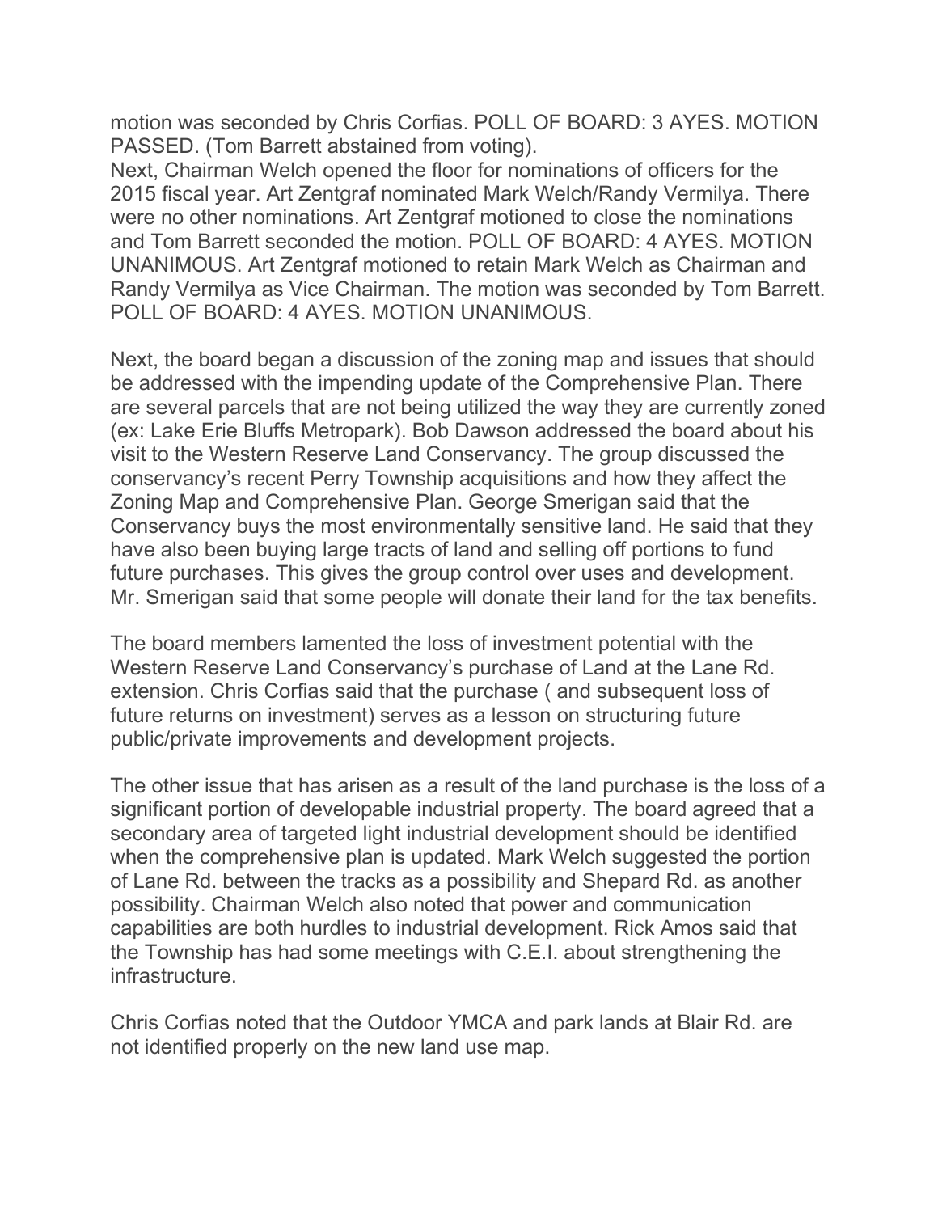motion was seconded by Chris Corfias. POLL OF BOARD: 3 AYES. MOTION PASSED. (Tom Barrett abstained from voting).
Next, Chairman Welch opened the floor for nominations of officers for the 2015 fiscal year. Art Zentgraf nominated Mark Welch/Randy Vermilya. There were no other nominations. Art Zentgraf motioned to close the nominations and Tom Barrett seconded the motion. POLL OF BOARD: 4 AYES. MOTION UNANIMOUS. Art Zentgraf motioned to retain Mark Welch as Chairman and Randy Vermilya as Vice Chairman. The motion was seconded by Tom Barrett. POLL OF BOARD: 4 AYES. MOTION UNANIMOUS.

Next, the board began a discussion of the zoning map and issues that should be addressed with the impending update of the Comprehensive Plan. There are several parcels that are not being utilized the way they are currently zoned (ex: Lake Erie Bluffs Metropark). Bob Dawson addressed the board about his visit to the Western Reserve Land Conservancy. The group discussed the conservancy's recent Perry Township acquisitions and how they affect the Zoning Map and Comprehensive Plan. George Smerigan said that the Conservancy buys the most environmentally sensitive land. He said that they have also been buying large tracts of land and selling off portions to fund future purchases. This gives the group control over uses and development. Mr. Smerigan said that some people will donate their land for the tax benefits.

The board members lamented the loss of investment potential with the Western Reserve Land Conservancy's purchase of Land at the Lane Rd. extension. Chris Corfias said that the purchase ( and subsequent loss of future returns on investment) serves as a lesson on structuring future public/private improvements and development projects.

The other issue that has arisen as a result of the land purchase is the loss of a significant portion of developable industrial property. The board agreed that a secondary area of targeted light industrial development should be identified when the comprehensive plan is updated. Mark Welch suggested the portion of Lane Rd. between the tracks as a possibility and Shepard Rd. as another possibility. Chairman Welch also noted that power and communication capabilities are both hurdles to industrial development. Rick Amos said that the Township has had some meetings with C.E.I. about strengthening the infrastructure.

Chris Corfias noted that the Outdoor YMCA and park lands at Blair Rd. are not identified properly on the new land use map.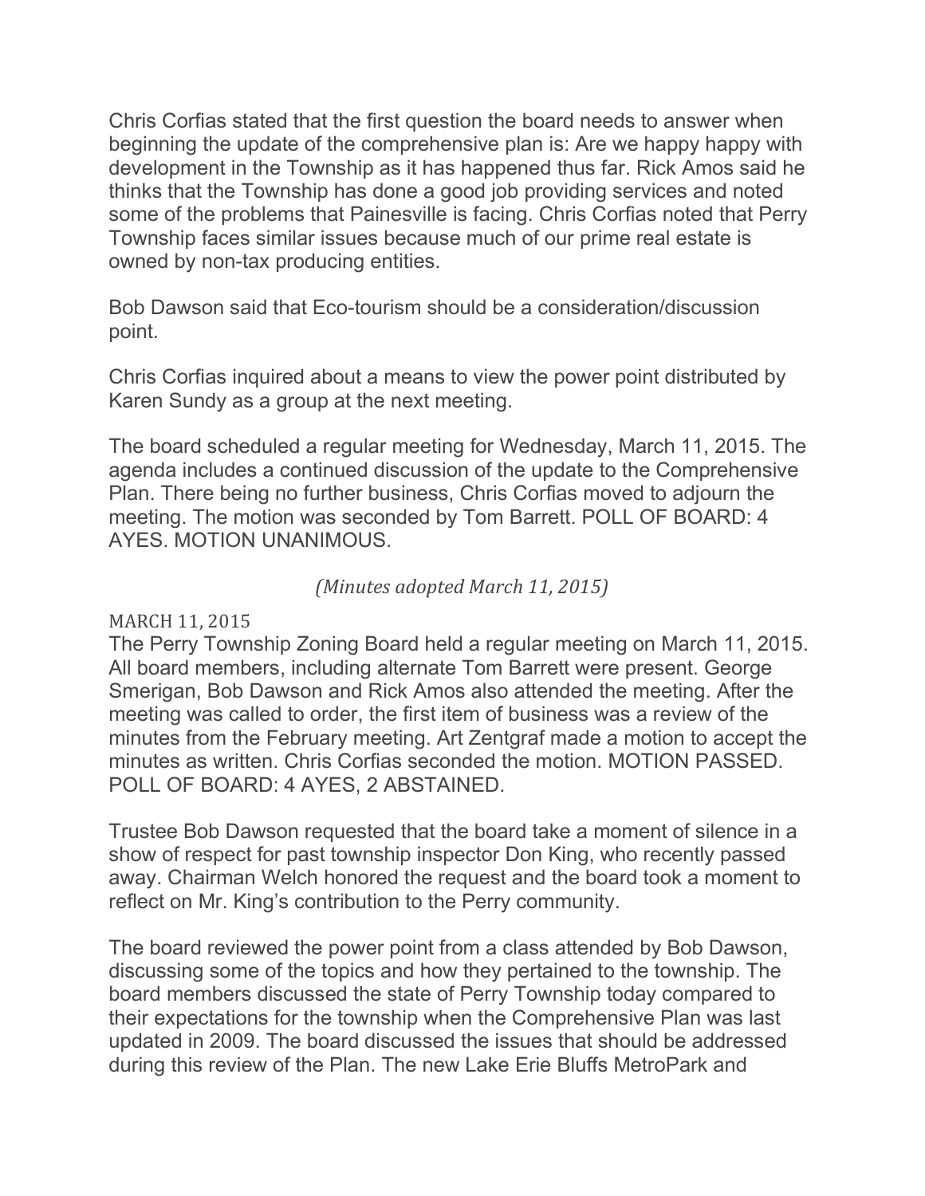Chris Corfias stated that the first question the board needs to answer when beginning the update of the comprehensive plan is: Are we happy happy with development in the Township as it has happened thus far. Rick Amos said he thinks that the Township has done a good job providing services and noted some of the problems that Painesville is facing. Chris Corfias noted that Perry Township faces similar issues because much of our prime real estate is owned by non-tax producing entities.

Bob Dawson said that Eco-tourism should be a consideration/discussion point.

Chris Corfias inquired about a means to view the power point distributed by Karen Sundy as a group at the next meeting.

The board scheduled a regular meeting for Wednesday, March 11, 2015. The agenda includes a continued discussion of the update to the Comprehensive Plan. There being no further business, Chris Corfias moved to adjourn the meeting. The motion was seconded by Tom Barrett. POLL OF BOARD: 4 AYES. MOTION UNANIMOUS.

*(Minutes adopted March 11, 2015)*

MARCH 11, 2015

The Perry Township Zoning Board held a regular meeting on March 11, 2015. All board members, including alternate Tom Barrett were present. George Smerigan, Bob Dawson and Rick Amos also attended the meeting. After the meeting was called to order, the first item of business was a review of the minutes from the February meeting. Art Zentgraf made a motion to accept the minutes as written. Chris Corfias seconded the motion. MOTION PASSED. POLL OF BOARD: 4 AYES, 2 ABSTAINED.

Trustee Bob Dawson requested that the board take a moment of silence in a show of respect for past township inspector Don King, who recently passed away. Chairman Welch honored the request and the board took a moment to reflect on Mr. King's contribution to the Perry community.

The board reviewed the power point from a class attended by Bob Dawson, discussing some of the topics and how they pertained to the township. The board members discussed the state of Perry Township today compared to their expectations for the township when the Comprehensive Plan was last updated in 2009. The board discussed the issues that should be addressed during this review of the Plan. The new Lake Erie Bluffs MetroPark and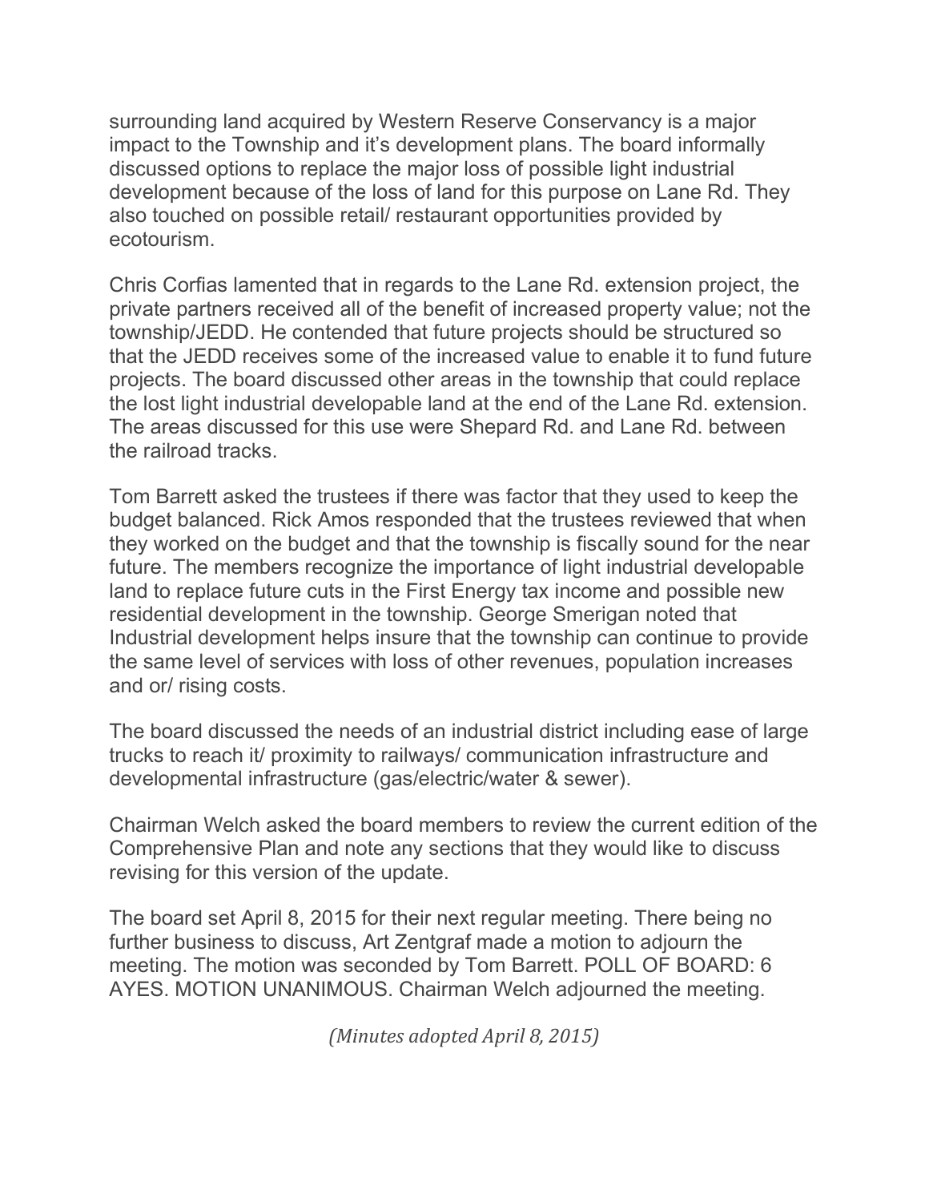surrounding land acquired by Western Reserve Conservancy is a major impact to the Township and it's development plans. The board informally discussed options to replace the major loss of possible light industrial development because of the loss of land for this purpose on Lane Rd. They also touched on possible retail/ restaurant opportunities provided by ecotourism.

Chris Corfias lamented that in regards to the Lane Rd. extension project, the private partners received all of the benefit of increased property value; not the township/JEDD. He contended that future projects should be structured so that the JEDD receives some of the increased value to enable it to fund future projects. The board discussed other areas in the township that could replace the lost light industrial developable land at the end of the Lane Rd. extension. The areas discussed for this use were Shepard Rd. and Lane Rd. between the railroad tracks.

Tom Barrett asked the trustees if there was factor that they used to keep the budget balanced. Rick Amos responded that the trustees reviewed that when they worked on the budget and that the township is fiscally sound for the near future. The members recognize the importance of light industrial developable land to replace future cuts in the First Energy tax income and possible new residential development in the township. George Smerigan noted that Industrial development helps insure that the township can continue to provide the same level of services with loss of other revenues, population increases and or/ rising costs.

The board discussed the needs of an industrial district including ease of large trucks to reach it/ proximity to railways/ communication infrastructure and developmental infrastructure (gas/electric/water & sewer).

Chairman Welch asked the board members to review the current edition of the Comprehensive Plan and note any sections that they would like to discuss revising for this version of the update.

The board set April 8, 2015 for their next regular meeting. There being no further business to discuss, Art Zentgraf made a motion to adjourn the meeting. The motion was seconded by Tom Barrett. POLL OF BOARD: 6 AYES. MOTION UNANIMOUS. Chairman Welch adjourned the meeting.

*(Minutes adopted April 8, 2015)*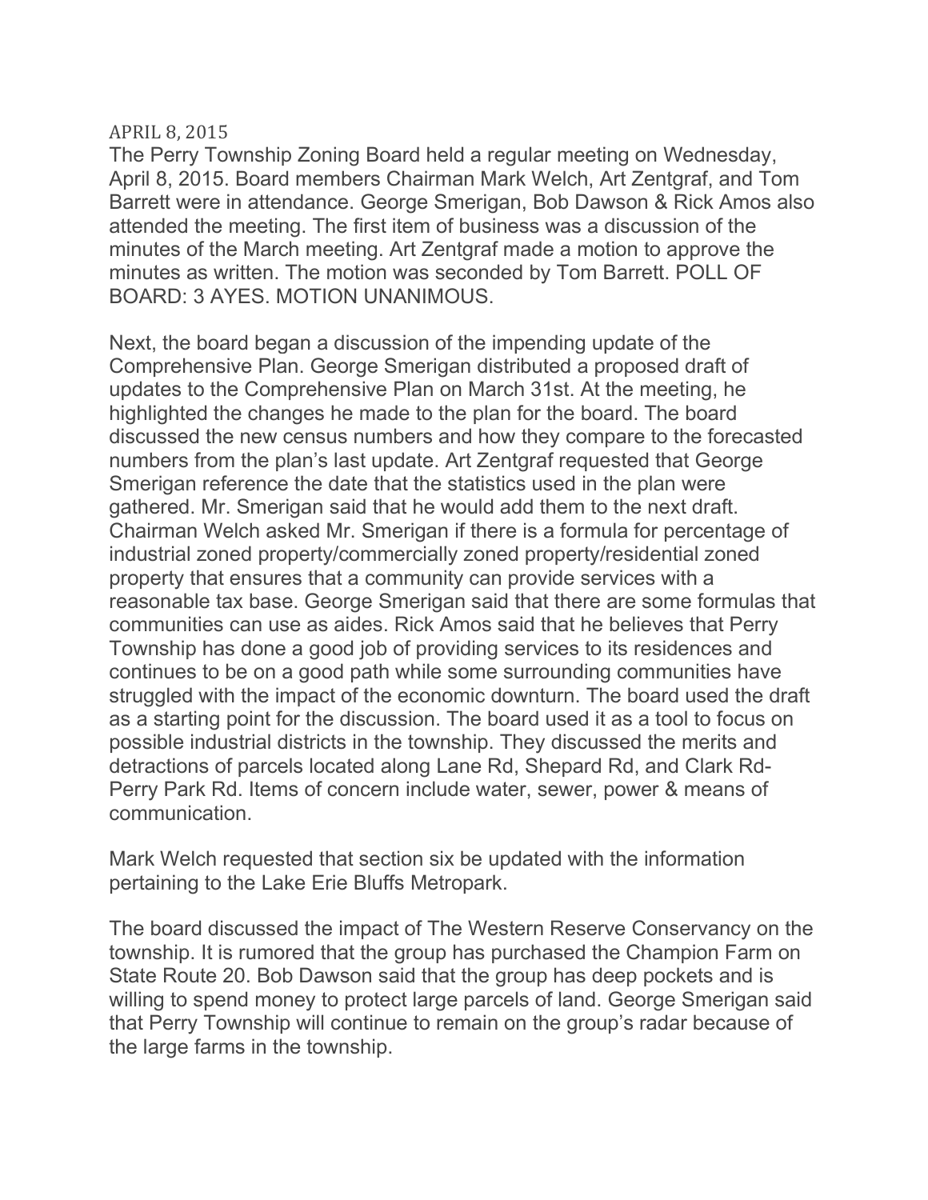## APRIL 8, 2015

The Perry Township Zoning Board held a regular meeting on Wednesday, April 8, 2015. Board members Chairman Mark Welch, Art Zentgraf, and Tom Barrett were in attendance. George Smerigan, Bob Dawson & Rick Amos also attended the meeting. The first item of business was a discussion of the minutes of the March meeting. Art Zentgraf made a motion to approve the minutes as written. The motion was seconded by Tom Barrett. POLL OF BOARD: 3 AYES. MOTION UNANIMOUS.

Next, the board began a discussion of the impending update of the Comprehensive Plan. George Smerigan distributed a proposed draft of updates to the Comprehensive Plan on March 31st. At the meeting, he highlighted the changes he made to the plan for the board. The board discussed the new census numbers and how they compare to the forecasted numbers from the plan's last update. Art Zentgraf requested that George Smerigan reference the date that the statistics used in the plan were gathered. Mr. Smerigan said that he would add them to the next draft. Chairman Welch asked Mr. Smerigan if there is a formula for percentage of industrial zoned property/commercially zoned property/residential zoned property that ensures that a community can provide services with a reasonable tax base. George Smerigan said that there are some formulas that communities can use as aides. Rick Amos said that he believes that Perry Township has done a good job of providing services to its residences and continues to be on a good path while some surrounding communities have struggled with the impact of the economic downturn. The board used the draft as a starting point for the discussion. The board used it as a tool to focus on possible industrial districts in the township. They discussed the merits and detractions of parcels located along Lane Rd, Shepard Rd, and Clark Rd-Perry Park Rd. Items of concern include water, sewer, power & means of communication.

Mark Welch requested that section six be updated with the information pertaining to the Lake Erie Bluffs Metropark.

The board discussed the impact of The Western Reserve Conservancy on the township. It is rumored that the group has purchased the Champion Farm on State Route 20. Bob Dawson said that the group has deep pockets and is willing to spend money to protect large parcels of land. George Smerigan said that Perry Township will continue to remain on the group's radar because of the large farms in the township.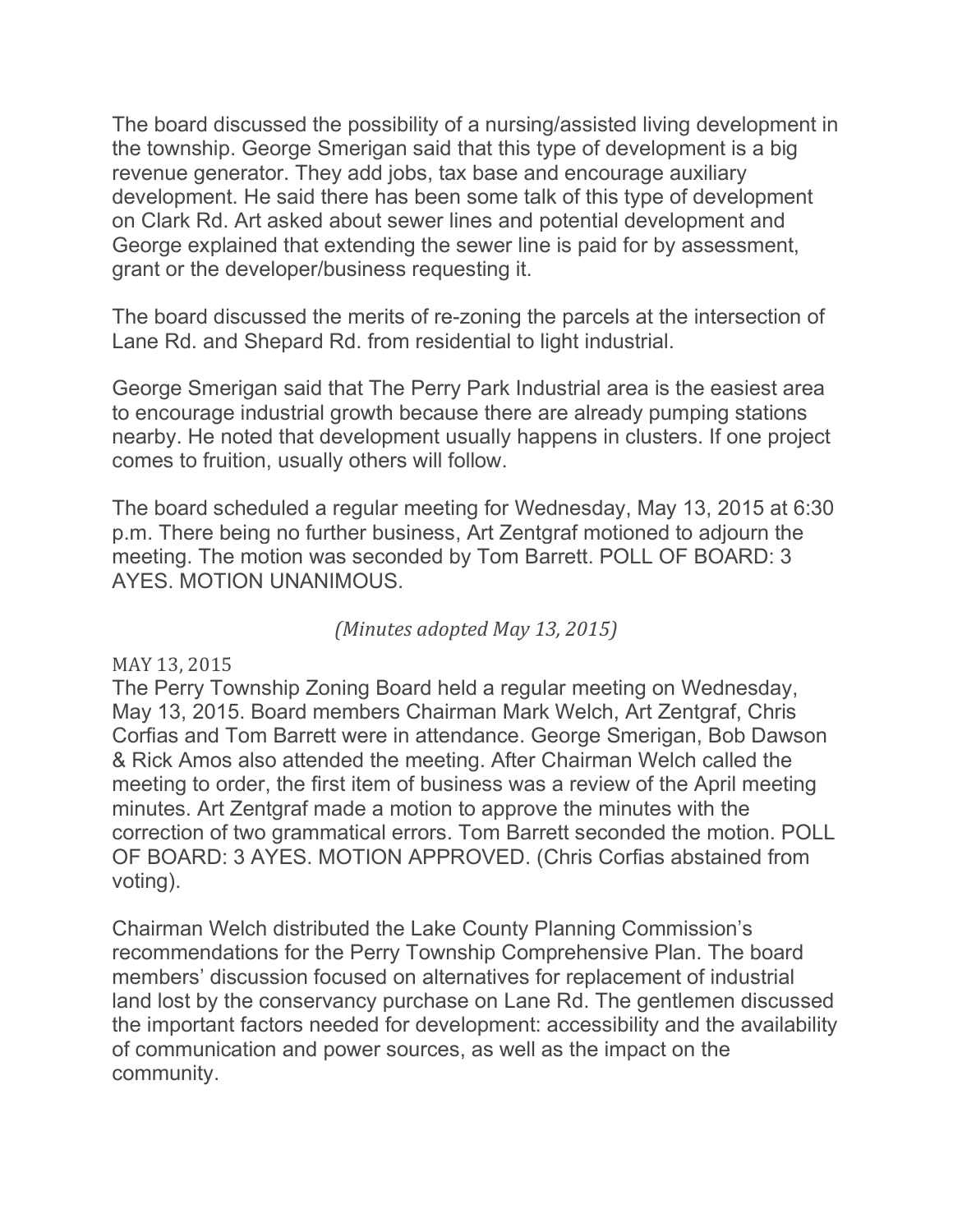The board discussed the possibility of a nursing/assisted living development in the township. George Smerigan said that this type of development is a big revenue generator. They add jobs, tax base and encourage auxiliary development. He said there has been some talk of this type of development on Clark Rd. Art asked about sewer lines and potential development and George explained that extending the sewer line is paid for by assessment, grant or the developer/business requesting it.

The board discussed the merits of re-zoning the parcels at the intersection of Lane Rd. and Shepard Rd. from residential to light industrial.

George Smerigan said that The Perry Park Industrial area is the easiest area to encourage industrial growth because there are already pumping stations nearby. He noted that development usually happens in clusters. If one project comes to fruition, usually others will follow.

The board scheduled a regular meeting for Wednesday, May 13, 2015 at 6:30 p.m. There being no further business, Art Zentgraf motioned to adjourn the meeting. The motion was seconded by Tom Barrett. POLL OF BOARD: 3 AYES. MOTION UNANIMOUS.

*(Minutes adopted May 13, 2015)*

MAY 13, 2015

The Perry Township Zoning Board held a regular meeting on Wednesday, May 13, 2015. Board members Chairman Mark Welch, Art Zentgraf, Chris Corfias and Tom Barrett were in attendance. George Smerigan, Bob Dawson & Rick Amos also attended the meeting. After Chairman Welch called the meeting to order, the first item of business was a review of the April meeting minutes. Art Zentgraf made a motion to approve the minutes with the correction of two grammatical errors. Tom Barrett seconded the motion. POLL OF BOARD: 3 AYES. MOTION APPROVED. (Chris Corfias abstained from voting).

Chairman Welch distributed the Lake County Planning Commission's recommendations for the Perry Township Comprehensive Plan. The board members' discussion focused on alternatives for replacement of industrial land lost by the conservancy purchase on Lane Rd. The gentlemen discussed the important factors needed for development: accessibility and the availability of communication and power sources, as well as the impact on the community.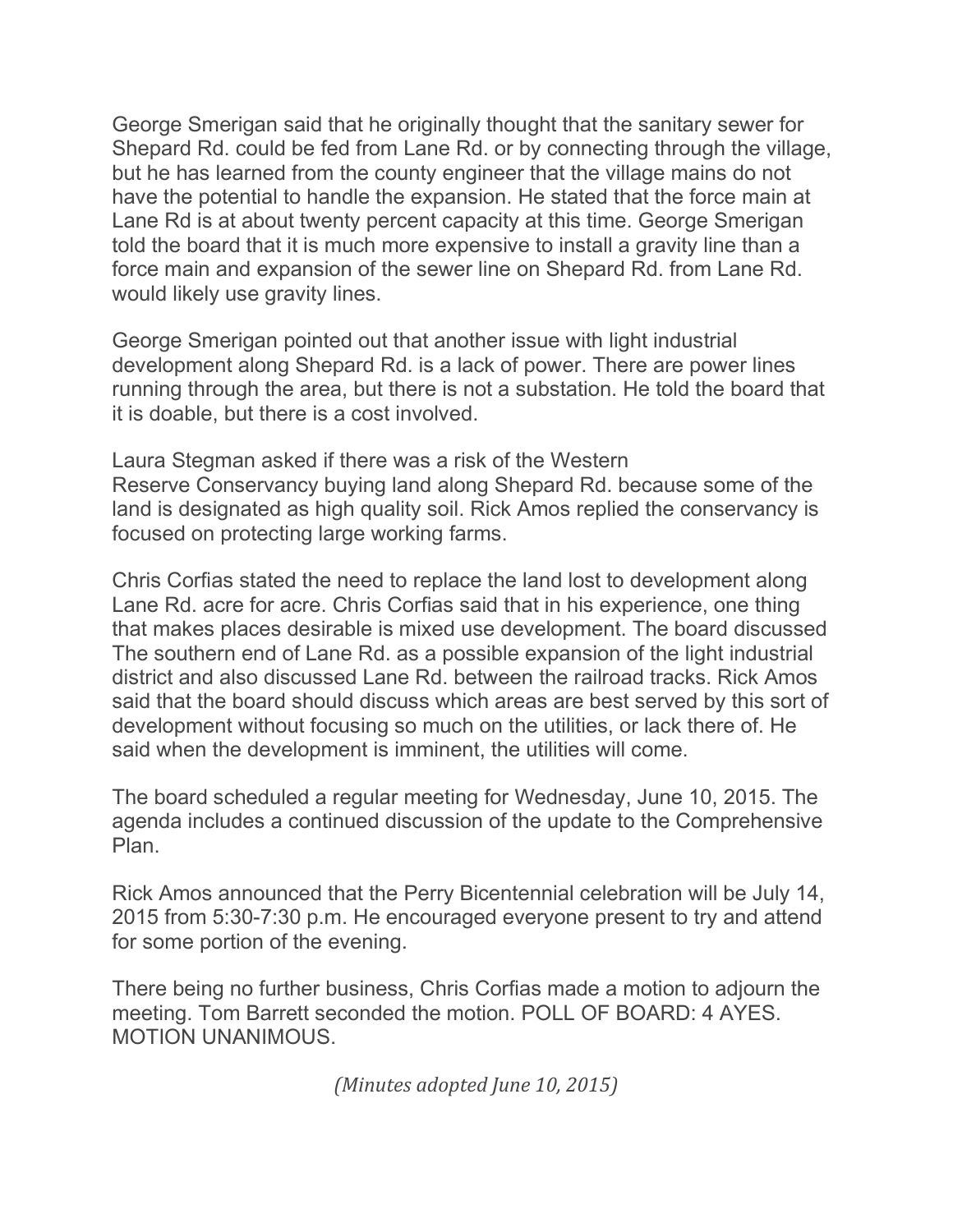George Smerigan said that he originally thought that the sanitary sewer for Shepard Rd. could be fed from Lane Rd. or by connecting through the village, but he has learned from the county engineer that the village mains do not have the potential to handle the expansion. He stated that the force main at Lane Rd is at about twenty percent capacity at this time. George Smerigan told the board that it is much more expensive to install a gravity line than a force main and expansion of the sewer line on Shepard Rd. from Lane Rd. would likely use gravity lines.

George Smerigan pointed out that another issue with light industrial development along Shepard Rd. is a lack of power. There are power lines running through the area, but there is not a substation. He told the board that it is doable, but there is a cost involved.

Laura Stegman asked if there was a risk of the Western Reserve Conservancy buying land along Shepard Rd. because some of the land is designated as high quality soil. Rick Amos replied the conservancy is focused on protecting large working farms.

Chris Corfias stated the need to replace the land lost to development along Lane Rd. acre for acre. Chris Corfias said that in his experience, one thing that makes places desirable is mixed use development. The board discussed The southern end of Lane Rd. as a possible expansion of the light industrial district and also discussed Lane Rd. between the railroad tracks. Rick Amos said that the board should discuss which areas are best served by this sort of development without focusing so much on the utilities, or lack there of. He said when the development is imminent, the utilities will come.

The board scheduled a regular meeting for Wednesday, June 10, 2015. The agenda includes a continued discussion of the update to the Comprehensive Plan.

Rick Amos announced that the Perry Bicentennial celebration will be July 14, 2015 from 5:30-7:30 p.m. He encouraged everyone present to try and attend for some portion of the evening.

There being no further business, Chris Corfias made a motion to adjourn the meeting. Tom Barrett seconded the motion. POLL OF BOARD: 4 AYES. MOTION UNANIMOUS.

*(Minutes adopted June 10, 2015)*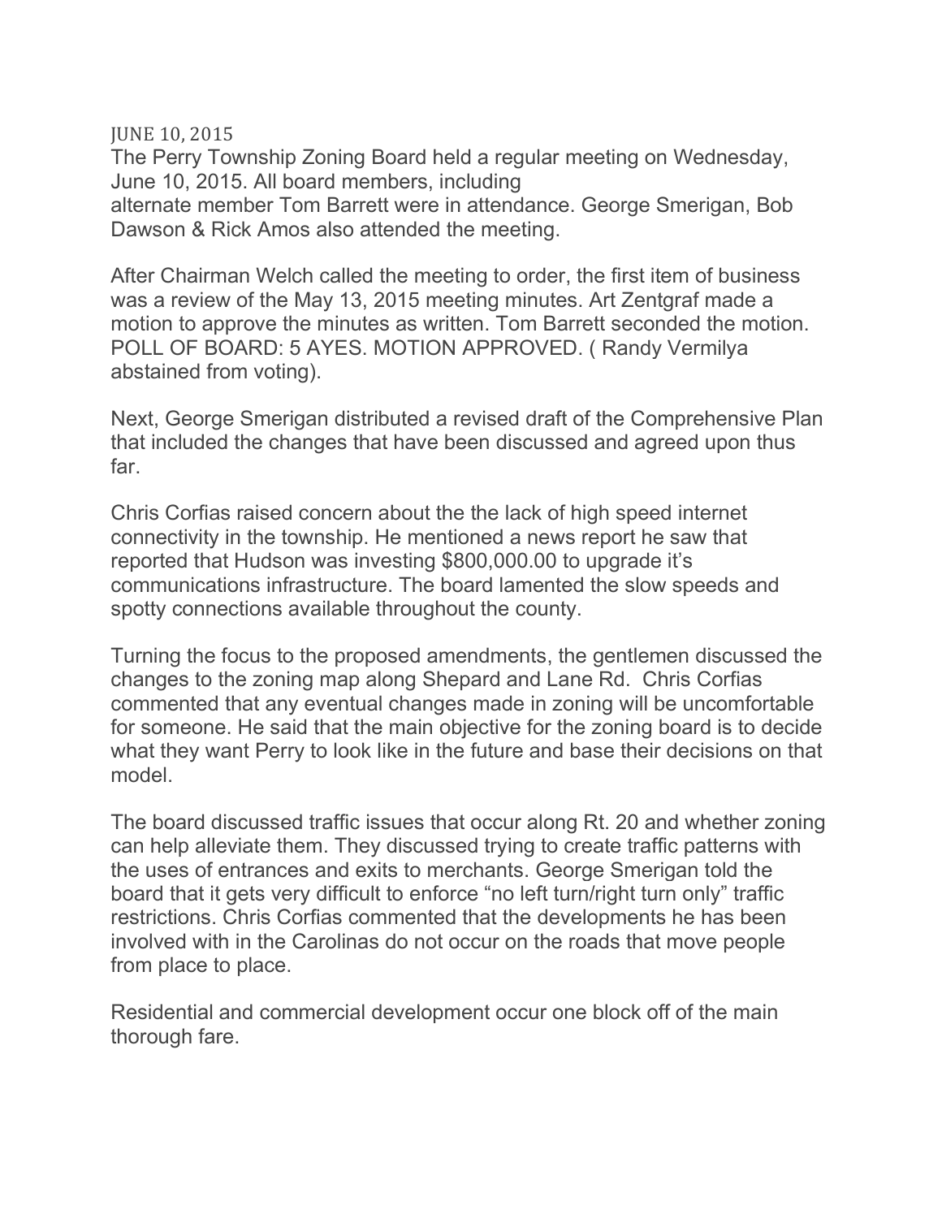JUNE 10, 2015

The Perry Township Zoning Board held a regular meeting on Wednesday, June 10, 2015. All board members, including alternate member Tom Barrett were in attendance. George Smerigan, Bob Dawson & Rick Amos also attended the meeting.

After Chairman Welch called the meeting to order, the first item of business was a review of the May 13, 2015 meeting minutes. Art Zentgraf made a motion to approve the minutes as written. Tom Barrett seconded the motion. POLL OF BOARD: 5 AYES. MOTION APPROVED. ( Randy Vermilya abstained from voting).

Next, George Smerigan distributed a revised draft of the Comprehensive Plan that included the changes that have been discussed and agreed upon thus far.

Chris Corfias raised concern about the the lack of high speed internet connectivity in the township. He mentioned a news report he saw that reported that Hudson was investing $800,000.00 to upgrade it's communications infrastructure. The board lamented the slow speeds and spotty connections available throughout the county.

Turning the focus to the proposed amendments, the gentlemen discussed the changes to the zoning map along Shepard and Lane Rd. Chris Corfias commented that any eventual changes made in zoning will be uncomfortable for someone. He said that the main objective for the zoning board is to decide what they want Perry to look like in the future and base their decisions on that model.

The board discussed traffic issues that occur along Rt. 20 and whether zoning can help alleviate them. They discussed trying to create traffic patterns with the uses of entrances and exits to merchants. George Smerigan told the board that it gets very difficult to enforce "no left turn/right turn only" traffic restrictions. Chris Corfias commented that the developments he has been involved with in the Carolinas do not occur on the roads that move people from place to place.

Residential and commercial development occur one block off of the main thorough fare.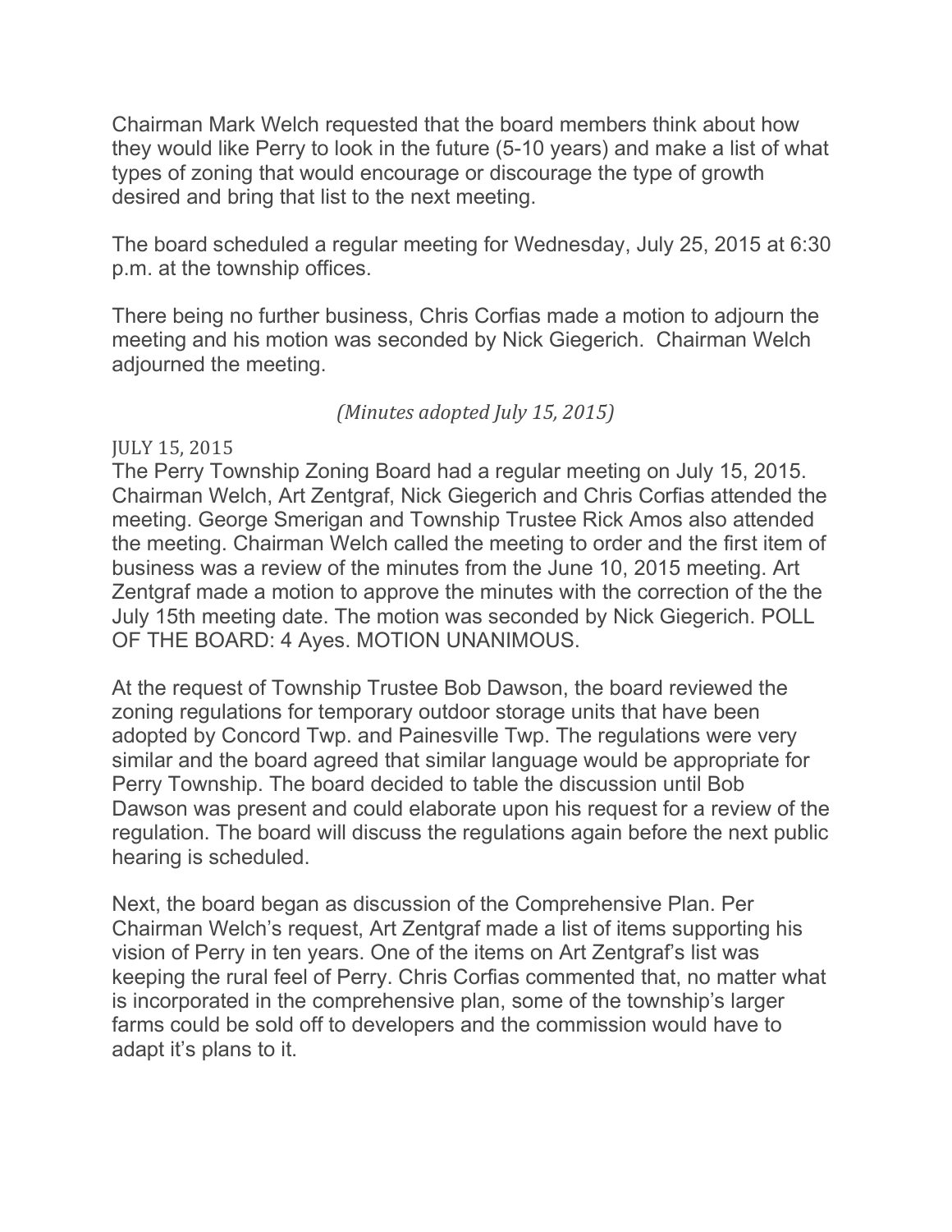Chairman Mark Welch requested that the board members think about how they would like Perry to look in the future (5-10 years) and make a list of what types of zoning that would encourage or discourage the type of growth desired and bring that list to the next meeting.

The board scheduled a regular meeting for Wednesday, July 25, 2015 at 6:30 p.m. at the township offices.

There being no further business, Chris Corfias made a motion to adjourn the meeting and his motion was seconded by Nick Giegerich. Chairman Welch adjourned the meeting.

*(Minutes adopted July 15, 2015)*

JULY 15, 2015

The Perry Township Zoning Board had a regular meeting on July 15, 2015. Chairman Welch, Art Zentgraf, Nick Giegerich and Chris Corfias attended the meeting. George Smerigan and Township Trustee Rick Amos also attended the meeting. Chairman Welch called the meeting to order and the first item of business was a review of the minutes from the June 10, 2015 meeting. Art Zentgraf made a motion to approve the minutes with the correction of the the July 15th meeting date. The motion was seconded by Nick Giegerich. POLL OF THE BOARD: 4 Ayes. MOTION UNANIMOUS.

At the request of Township Trustee Bob Dawson, the board reviewed the zoning regulations for temporary outdoor storage units that have been adopted by Concord Twp. and Painesville Twp. The regulations were very similar and the board agreed that similar language would be appropriate for Perry Township. The board decided to table the discussion until Bob Dawson was present and could elaborate upon his request for a review of the regulation. The board will discuss the regulations again before the next public hearing is scheduled.

Next, the board began as discussion of the Comprehensive Plan. Per Chairman Welch's request, Art Zentgraf made a list of items supporting his vision of Perry in ten years. One of the items on Art Zentgraf's list was keeping the rural feel of Perry. Chris Corfias commented that, no matter what is incorporated in the comprehensive plan, some of the township's larger farms could be sold off to developers and the commission would have to adapt it's plans to it.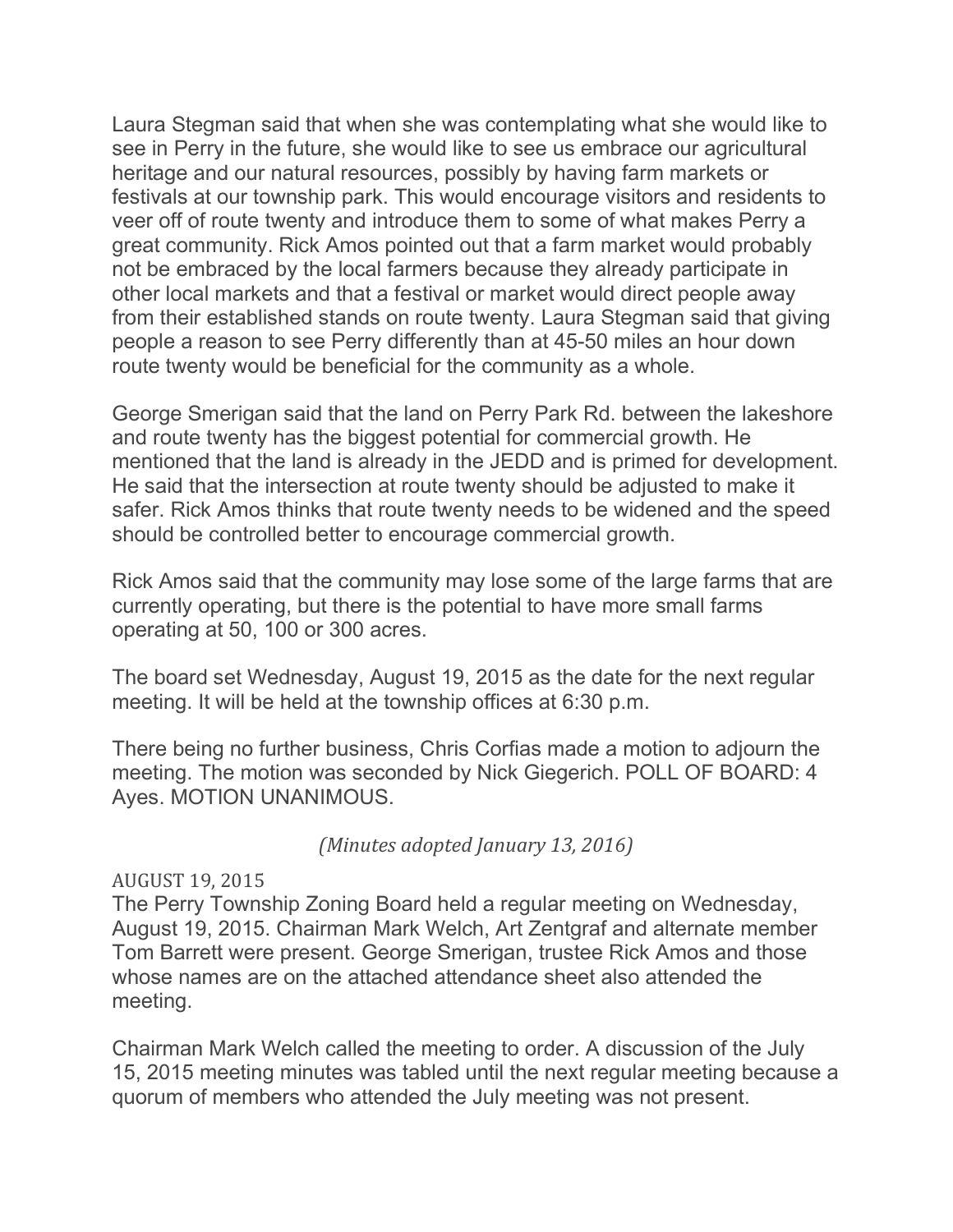Laura Stegman said that when she was contemplating what she would like to see in Perry in the future, she would like to see us embrace our agricultural heritage and our natural resources, possibly by having farm markets or festivals at our township park. This would encourage visitors and residents to veer off of route twenty and introduce them to some of what makes Perry a great community. Rick Amos pointed out that a farm market would probably not be embraced by the local farmers because they already participate in other local markets and that a festival or market would direct people away from their established stands on route twenty. Laura Stegman said that giving people a reason to see Perry differently than at 45-50 miles an hour down route twenty would be beneficial for the community as a whole.

George Smerigan said that the land on Perry Park Rd. between the lakeshore and route twenty has the biggest potential for commercial growth. He mentioned that the land is already in the JEDD and is primed for development. He said that the intersection at route twenty should be adjusted to make it safer. Rick Amos thinks that route twenty needs to be widened and the speed should be controlled better to encourage commercial growth.

Rick Amos said that the community may lose some of the large farms that are currently operating, but there is the potential to have more small farms operating at 50, 100 or 300 acres.

The board set Wednesday, August 19, 2015 as the date for the next regular meeting. It will be held at the township offices at 6:30 p.m.

There being no further business, Chris Corfias made a motion to adjourn the meeting. The motion was seconded by Nick Giegerich. POLL OF BOARD: 4 Ayes. MOTION UNANIMOUS.

*(Minutes adopted January 13, 2016)*

AUGUST 19, 2015

The Perry Township Zoning Board held a regular meeting on Wednesday, August 19, 2015. Chairman Mark Welch, Art Zentgraf and alternate member Tom Barrett were present. George Smerigan, trustee Rick Amos and those whose names are on the attached attendance sheet also attended the meeting.

Chairman Mark Welch called the meeting to order. A discussion of the July 15, 2015 meeting minutes was tabled until the next regular meeting because a quorum of members who attended the July meeting was not present.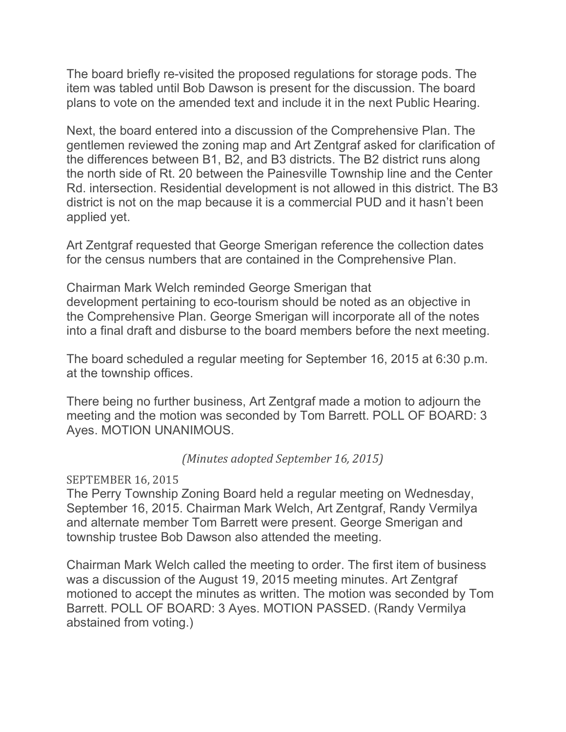The board briefly re-visited the proposed regulations for storage pods. The item was tabled until Bob Dawson is present for the discussion. The board plans to vote on the amended text and include it in the next Public Hearing.

Next, the board entered into a discussion of the Comprehensive Plan. The gentlemen reviewed the zoning map and Art Zentgraf asked for clarification of the differences between B1, B2, and B3 districts. The B2 district runs along the north side of Rt. 20 between the Painesville Township line and the Center Rd. intersection. Residential development is not allowed in this district. The B3 district is not on the map because it is a commercial PUD and it hasn't been applied yet.

Art Zentgraf requested that George Smerigan reference the collection dates for the census numbers that are contained in the Comprehensive Plan.

Chairman Mark Welch reminded George Smerigan that development pertaining to eco-tourism should be noted as an objective in the Comprehensive Plan. George Smerigan will incorporate all of the notes into a final draft and disburse to the board members before the next meeting.

The board scheduled a regular meeting for September 16, 2015 at 6:30 p.m. at the township offices.

There being no further business, Art Zentgraf made a motion to adjourn the meeting and the motion was seconded by Tom Barrett. POLL OF BOARD: 3 Ayes. MOTION UNANIMOUS.

*(Minutes adopted September 16, 2015)*

SEPTEMBER 16, 2015

The Perry Township Zoning Board held a regular meeting on Wednesday, September 16, 2015. Chairman Mark Welch, Art Zentgraf, Randy Vermilya and alternate member Tom Barrett were present. George Smerigan and township trustee Bob Dawson also attended the meeting.

Chairman Mark Welch called the meeting to order. The first item of business was a discussion of the August 19, 2015 meeting minutes. Art Zentgraf motioned to accept the minutes as written. The motion was seconded by Tom Barrett. POLL OF BOARD: 3 Ayes. MOTION PASSED. (Randy Vermilya abstained from voting.)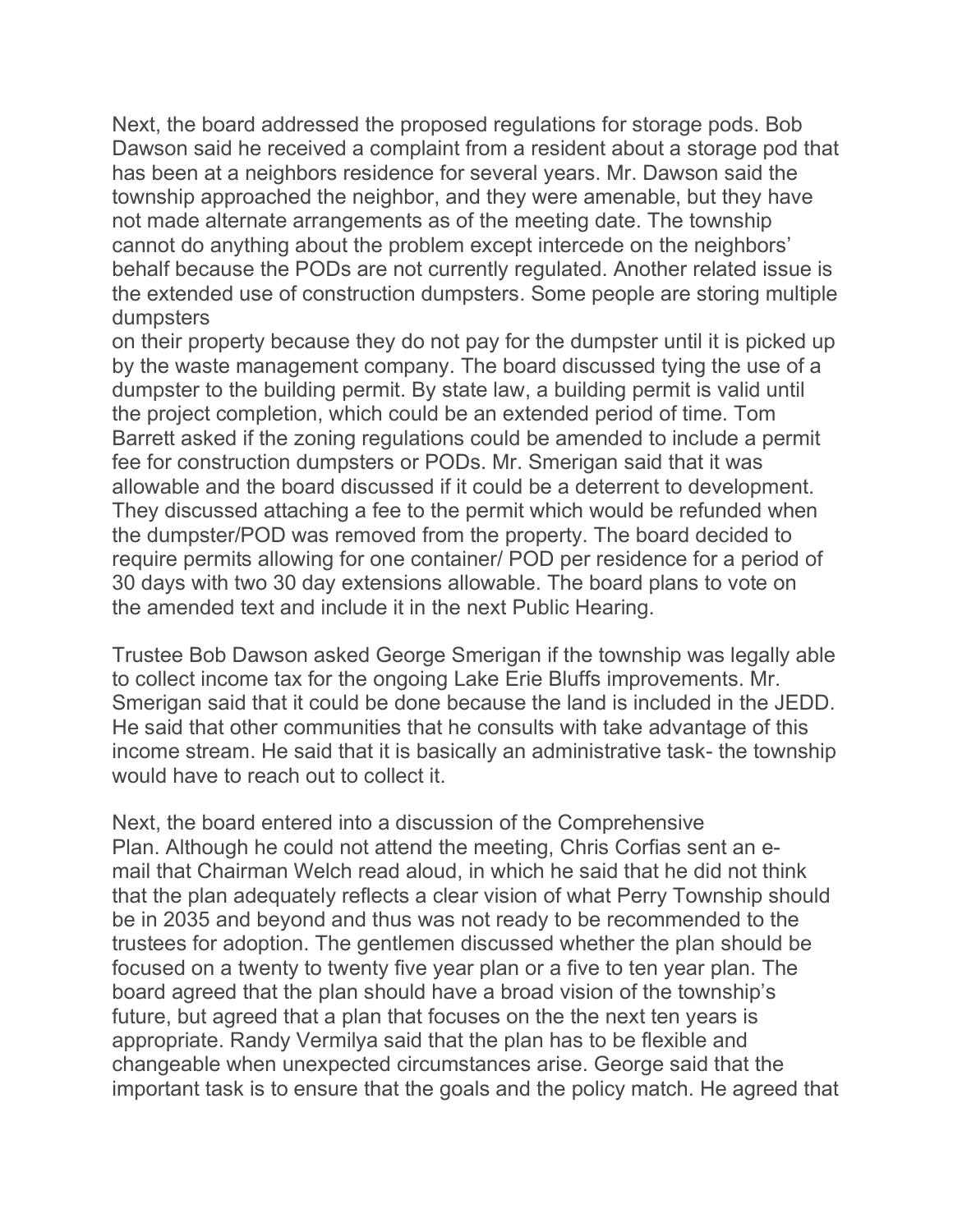Next, the board addressed the proposed regulations for storage pods. Bob Dawson said he received a complaint from a resident about a storage pod that has been at a neighbors residence for several years. Mr. Dawson said the township approached the neighbor, and they were amenable, but they have not made alternate arrangements as of the meeting date. The township cannot do anything about the problem except intercede on the neighbors' behalf because the PODs are not currently regulated. Another related issue is the extended use of construction dumpsters. Some people are storing multiple dumpsters on their property because they do not pay for the dumpster until it is picked up by the waste management company. The board discussed tying the use of a dumpster to the building permit. By state law, a building permit is valid until the project completion, which could be an extended period of time. Tom Barrett asked if the zoning regulations could be amended to include a permit fee for construction dumpsters or PODs. Mr. Smerigan said that it was allowable and the board discussed if it could be a deterrent to development. They discussed attaching a fee to the permit which would be refunded when the dumpster/POD was removed from the property. The board decided to require permits allowing for one container/ POD per residence for a period of 30 days with two 30 day extensions allowable. The board plans to vote on the amended text and include it in the next Public Hearing.

Trustee Bob Dawson asked George Smerigan if the township was legally able to collect income tax for the ongoing Lake Erie Bluffs improvements. Mr. Smerigan said that it could be done because the land is included in the JEDD. He said that other communities that he consults with take advantage of this income stream. He said that it is basically an administrative task- the township would have to reach out to collect it.

Next, the board entered into a discussion of the Comprehensive Plan. Although he could not attend the meeting, Chris Corfias sent an e-mail that Chairman Welch read aloud, in which he said that he did not think that the plan adequately reflects a clear vision of what Perry Township should be in 2035 and beyond and thus was not ready to be recommended to the trustees for adoption. The gentlemen discussed whether the plan should be focused on a twenty to twenty five year plan or a five to ten year plan. The board agreed that the plan should have a broad vision of the township's future, but agreed that a plan that focuses on the the next ten years is appropriate. Randy Vermilya said that the plan has to be flexible and changeable when unexpected circumstances arise. George said that the important task is to ensure that the goals and the policy match. He agreed that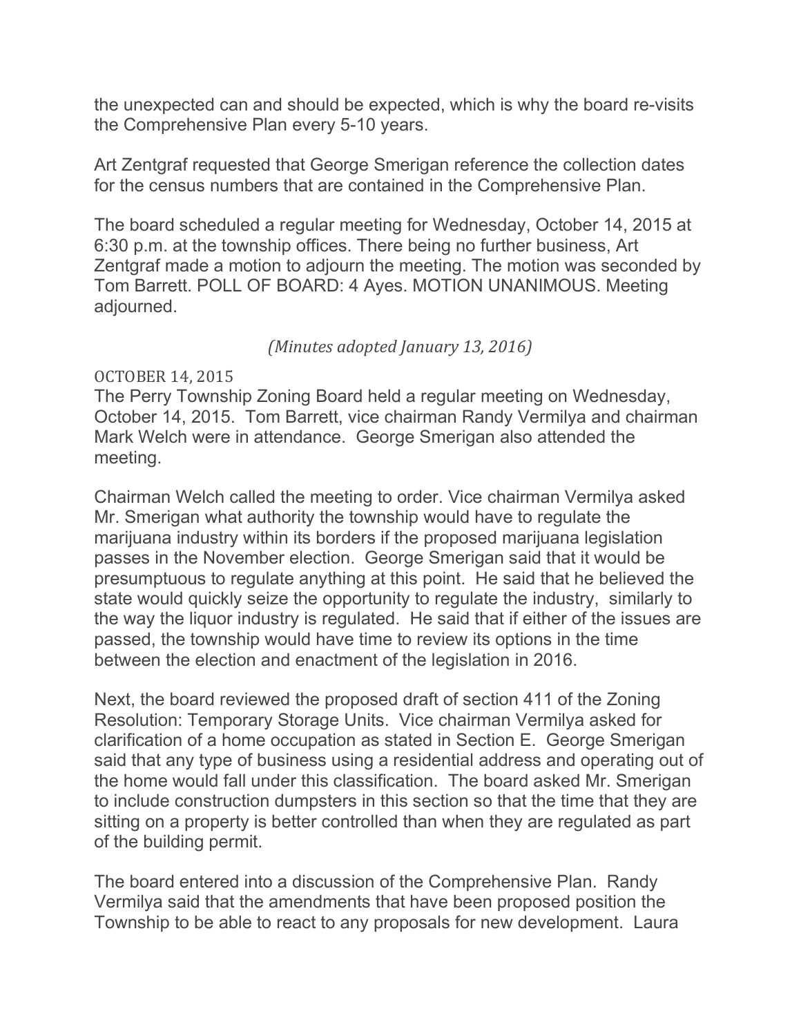the unexpected can and should be expected, which is why the board re-visits the Comprehensive Plan every 5-10 years.

Art Zentgraf requested that George Smerigan reference the collection dates for the census numbers that are contained in the Comprehensive Plan.

The board scheduled a regular meeting for Wednesday, October 14, 2015 at 6:30 p.m. at the township offices. There being no further business, Art Zentgraf made a motion to adjourn the meeting. The motion was seconded by Tom Barrett. POLL OF BOARD: 4 Ayes. MOTION UNANIMOUS. Meeting adjourned.

*(Minutes adopted January 13, 2016)*

OCTOBER 14, 2015

The Perry Township Zoning Board held a regular meeting on Wednesday, October 14, 2015. Tom Barrett, vice chairman Randy Vermilya and chairman Mark Welch were in attendance. George Smerigan also attended the meeting.

Chairman Welch called the meeting to order. Vice chairman Vermilya asked Mr. Smerigan what authority the township would have to regulate the marijuana industry within its borders if the proposed marijuana legislation passes in the November election. George Smerigan said that it would be presumptuous to regulate anything at this point. He said that he believed the state would quickly seize the opportunity to regulate the industry, similarly to the way the liquor industry is regulated. He said that if either of the issues are passed, the township would have time to review its options in the time between the election and enactment of the legislation in 2016.

Next, the board reviewed the proposed draft of section 411 of the Zoning Resolution: Temporary Storage Units. Vice chairman Vermilya asked for clarification of a home occupation as stated in Section E. George Smerigan said that any type of business using a residential address and operating out of the home would fall under this classification. The board asked Mr. Smerigan to include construction dumpsters in this section so that the time that they are sitting on a property is better controlled than when they are regulated as part of the building permit.

The board entered into a discussion of the Comprehensive Plan. Randy Vermilya said that the amendments that have been proposed position the Township to be able to react to any proposals for new development. Laura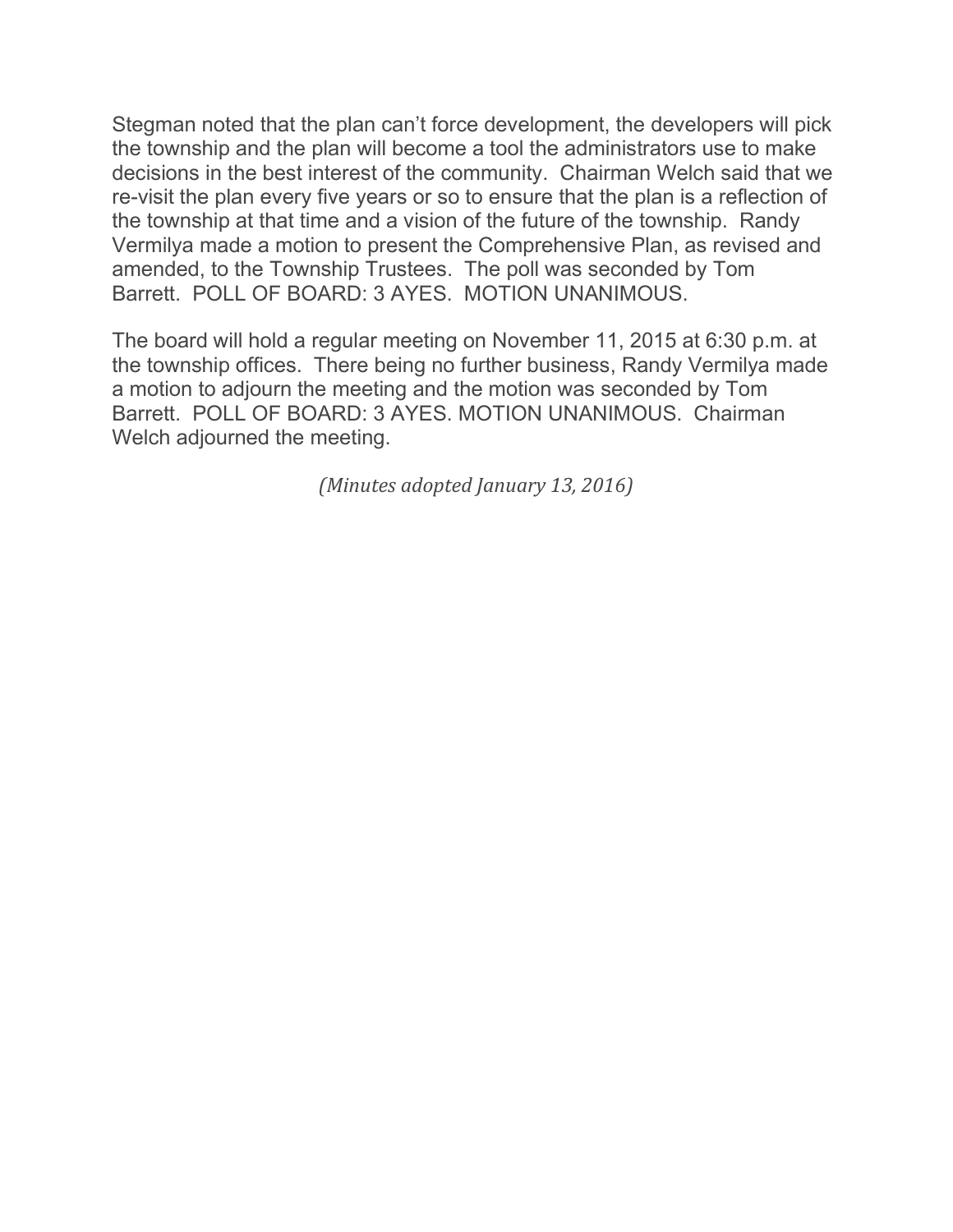Stegman noted that the plan can't force development, the developers will pick the township and the plan will become a tool the administrators use to make decisions in the best interest of the community. Chairman Welch said that we re-visit the plan every five years or so to ensure that the plan is a reflection of the township at that time and a vision of the future of the township. Randy Vermilya made a motion to present the Comprehensive Plan, as revised and amended, to the Township Trustees. The poll was seconded by Tom Barrett. POLL OF BOARD: 3 AYES. MOTION UNANIMOUS.

The board will hold a regular meeting on November 11, 2015 at 6:30 p.m. at the township offices. There being no further business, Randy Vermilya made a motion to adjourn the meeting and the motion was seconded by Tom Barrett. POLL OF BOARD: 3 AYES. MOTION UNANIMOUS. Chairman Welch adjourned the meeting.

*(Minutes adopted January 13, 2016)*